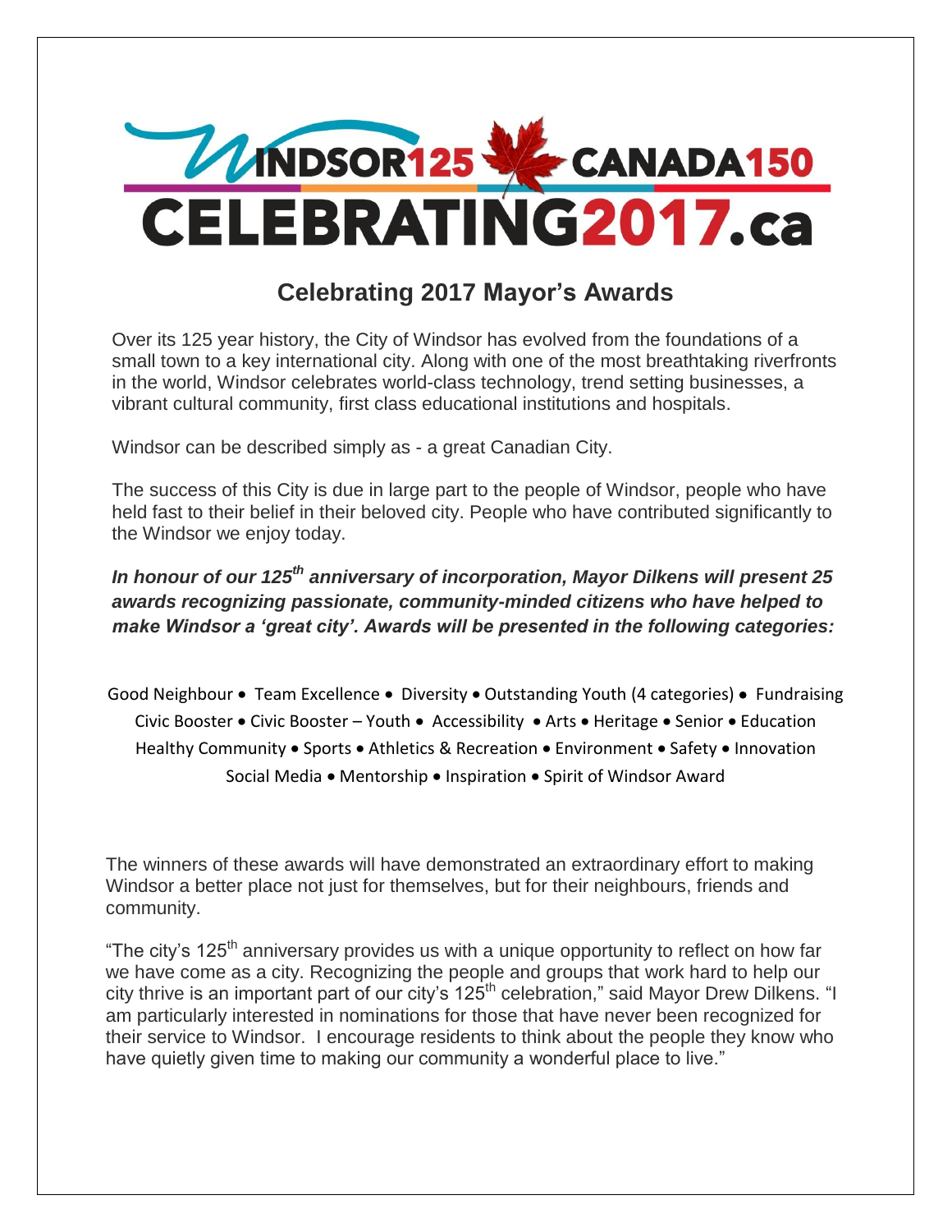WINDSOR125 CANADA150
CELEBRATING2017.ca

# Celebrating 2017 Mayor's Awards

Over its 125 year history, the City of Windsor has evolved from the foundations of a small town to a key international city. Along with one of the most breathtaking riverfronts in the world, Windsor celebrates world-class technology, trend setting businesses, a vibrant cultural community, first class educational institutions and hospitals.

Windsor can be described simply as - a great Canadian City.

The success of this City is due in large part to the people of Windsor, people who have held fast to their belief in their beloved city. People who have contributed significantly to the Windsor we enjoy today.

***In honour of our 125th anniversary of incorporation, Mayor Dilkens will present 25 awards recognizing passionate, community-minded citizens who have helped to make Windsor a 'great city'. Awards will be presented in the following categories:***

Good Neighbour • Team Excellence • Diversity • Outstanding Youth (4 categories) • Fundraising
Civic Booster • Civic Booster – Youth • Accessibility • Arts • Heritage • Senior • Education
Healthy Community • Sports • Athletics & Recreation • Environment • Safety • Innovation
Social Media • Mentorship • Inspiration • Spirit of Windsor Award

The winners of these awards will have demonstrated an extraordinary effort to making Windsor a better place not just for themselves, but for their neighbours, friends and community.

"The city's 125th anniversary provides us with a unique opportunity to reflect on how far we have come as a city. Recognizing the people and groups that work hard to help our city thrive is an important part of our city's 125th celebration," said Mayor Drew Dilkens. "I am particularly interested in nominations for those that have never been recognized for their service to Windsor. I encourage residents to think about the people they know who have quietly given time to making our community a wonderful place to live."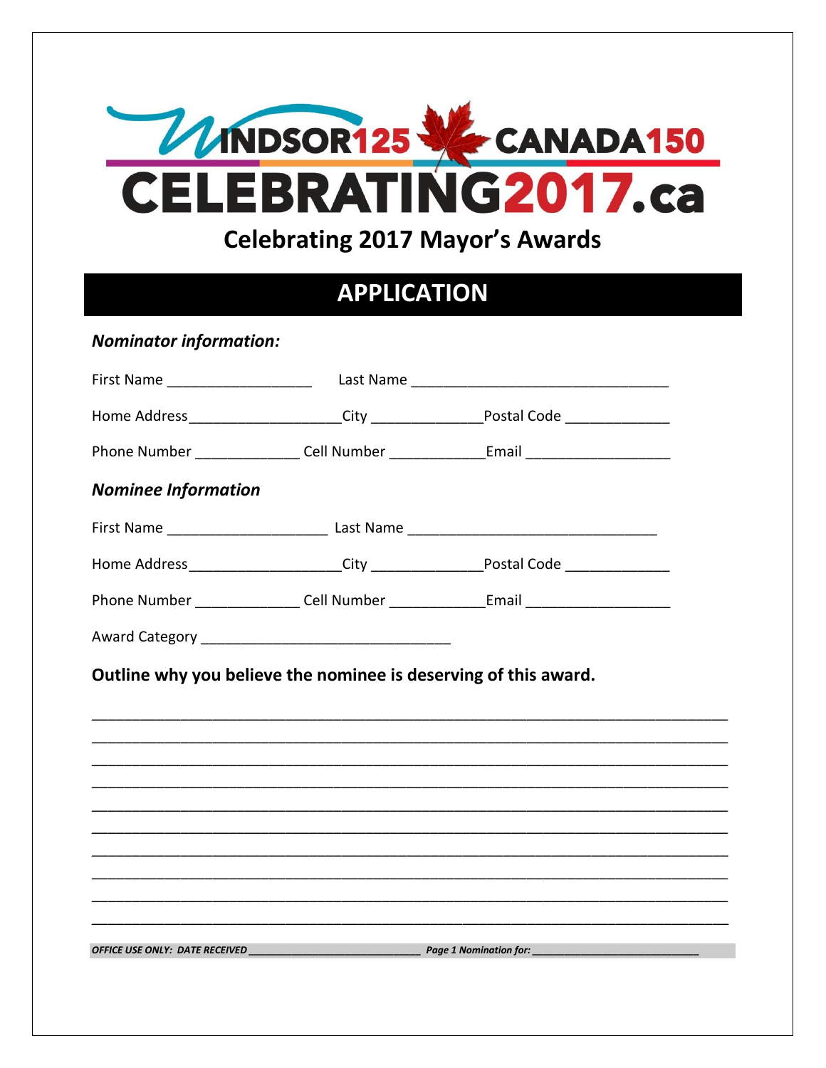WINDSOR125 CANADA150
CELEBRATING2017.ca

# Celebrating 2017 Mayor's Awards

## APPLICATION

***Nominator information:***

First Name ________________ Last Name ______________________________

Home Address__________________City _____________Postal Code ____________

Phone Number ____________ Cell Number ___________Email _________________

***Nominee Information***

First Name __________________ Last Name ____________________________

Home Address__________________City _____________Postal Code ____________

Phone Number ____________ Cell Number ___________Email _________________

Award Category ____________________________

**Outline why you believe the nominee is deserving of this award.**

______________________________________________________________________________
______________________________________________________________________________
______________________________________________________________________________
______________________________________________________________________________
______________________________________________________________________________
______________________________________________________________________________
______________________________________________________________________________
______________________________________________________________________________
______________________________________________________________________________
______________________________________________________________________________

***OFFICE USE ONLY: DATE RECEIVED _________________________ Page 1 Nomination for: _________________________***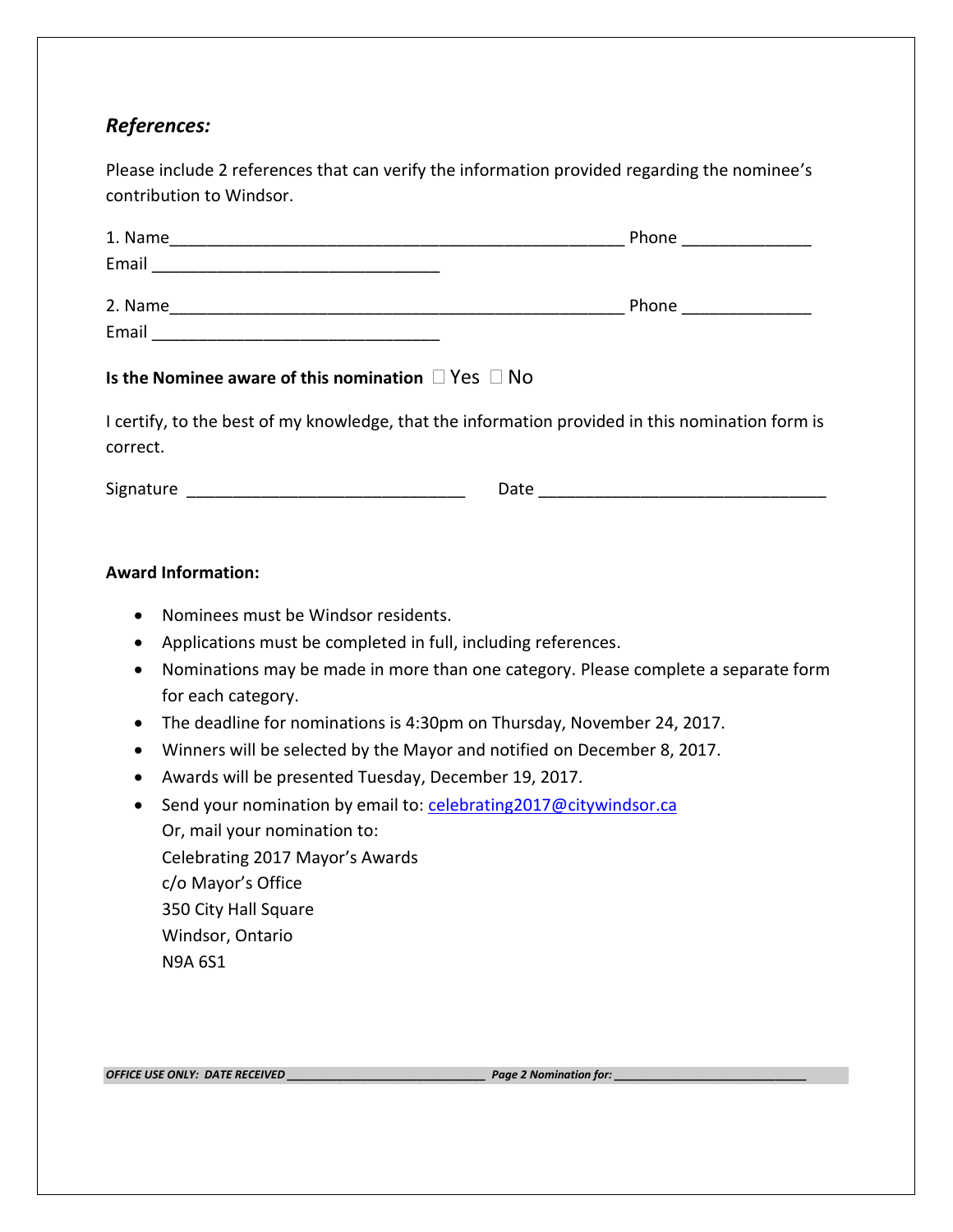### *References:*

Please include 2 references that can verify the information provided regarding the nominee's contribution to Windsor.

1. Name___________________________________________________ Phone ______________
Email _______________________________

2. Name___________________________________________________ Phone ______________
Email _______________________________

**Is the Nominee aware of this nomination** ☐ Yes ☐ No

I certify, to the best of my knowledge, that the information provided in this nomination form is correct.

Signature ______________________________ Date _______________________________

**Award Information:**

- Nominees must be Windsor residents.
- Applications must be completed in full, including references.
- Nominations may be made in more than one category. Please complete a separate form for each category.
- The deadline for nominations is 4:30pm on Thursday, November 24, 2017.
- Winners will be selected by the Mayor and notified on December 8, 2017.
- Awards will be presented Tuesday, December 19, 2017.
- Send your nomination by email to: celebrating2017@citywindsor.ca
  Or, mail your nomination to:
  Celebrating 2017 Mayor's Awards
  c/o Mayor's Office
  350 City Hall Square
  Windsor, Ontario
  N9A 6S1

***OFFICE USE ONLY: DATE RECEIVED _______________________________ Page 2 Nomination for: ______________________________***